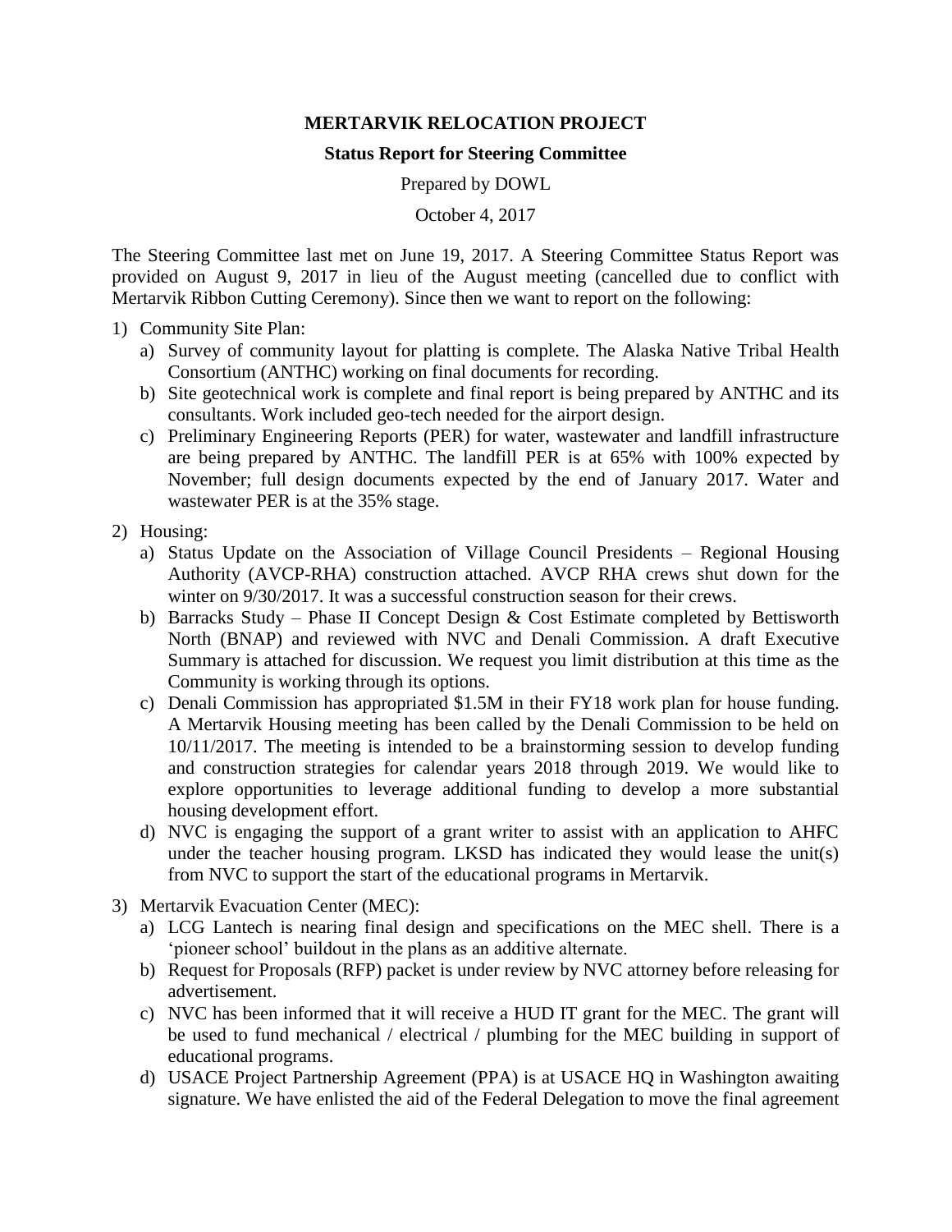**MERTARVIK RELOCATION PROJECT**

**Status Report for Steering Committee**

Prepared by DOWL

October 4, 2017

The Steering Committee last met on June 19, 2017. A Steering Committee Status Report was provided on August 9, 2017 in lieu of the August meeting (cancelled due to conflict with Mertarvik Ribbon Cutting Ceremony). Since then we want to report on the following:

1) Community Site Plan:
   a) Survey of community layout for platting is complete. The Alaska Native Tribal Health Consortium (ANTHC) working on final documents for recording.
   b) Site geotechnical work is complete and final report is being prepared by ANTHC and its consultants. Work included geo-tech needed for the airport design.
   c) Preliminary Engineering Reports (PER) for water, wastewater and landfill infrastructure are being prepared by ANTHC. The landfill PER is at 65% with 100% expected by November; full design documents expected by the end of January 2017. Water and wastewater PER is at the 35% stage.
2) Housing:
   a) Status Update on the Association of Village Council Presidents – Regional Housing Authority (AVCP-RHA) construction attached. AVCP RHA crews shut down for the winter on 9/30/2017. It was a successful construction season for their crews.
   b) Barracks Study – Phase II Concept Design & Cost Estimate completed by Bettisworth North (BNAP) and reviewed with NVC and Denali Commission. A draft Executive Summary is attached for discussion. We request you limit distribution at this time as the Community is working through its options.
   c) Denali Commission has appropriated \$1.5M in their FY18 work plan for house funding. A Mertarvik Housing meeting has been called by the Denali Commission to be held on 10/11/2017. The meeting is intended to be a brainstorming session to develop funding and construction strategies for calendar years 2018 through 2019. We would like to explore opportunities to leverage additional funding to develop a more substantial housing development effort.
   d) NVC is engaging the support of a grant writer to assist with an application to AHFC under the teacher housing program. LKSD has indicated they would lease the unit(s) from NVC to support the start of the educational programs in Mertarvik.
3) Mertarvik Evacuation Center (MEC):
   a) LCG Lantech is nearing final design and specifications on the MEC shell. There is a 'pioneer school' buildout in the plans as an additive alternate.
   b) Request for Proposals (RFP) packet is under review by NVC attorney before releasing for advertisement.
   c) NVC has been informed that it will receive a HUD IT grant for the MEC. The grant will be used to fund mechanical / electrical / plumbing for the MEC building in support of educational programs.
   d) USACE Project Partnership Agreement (PPA) is at USACE HQ in Washington awaiting signature. We have enlisted the aid of the Federal Delegation to move the final agreement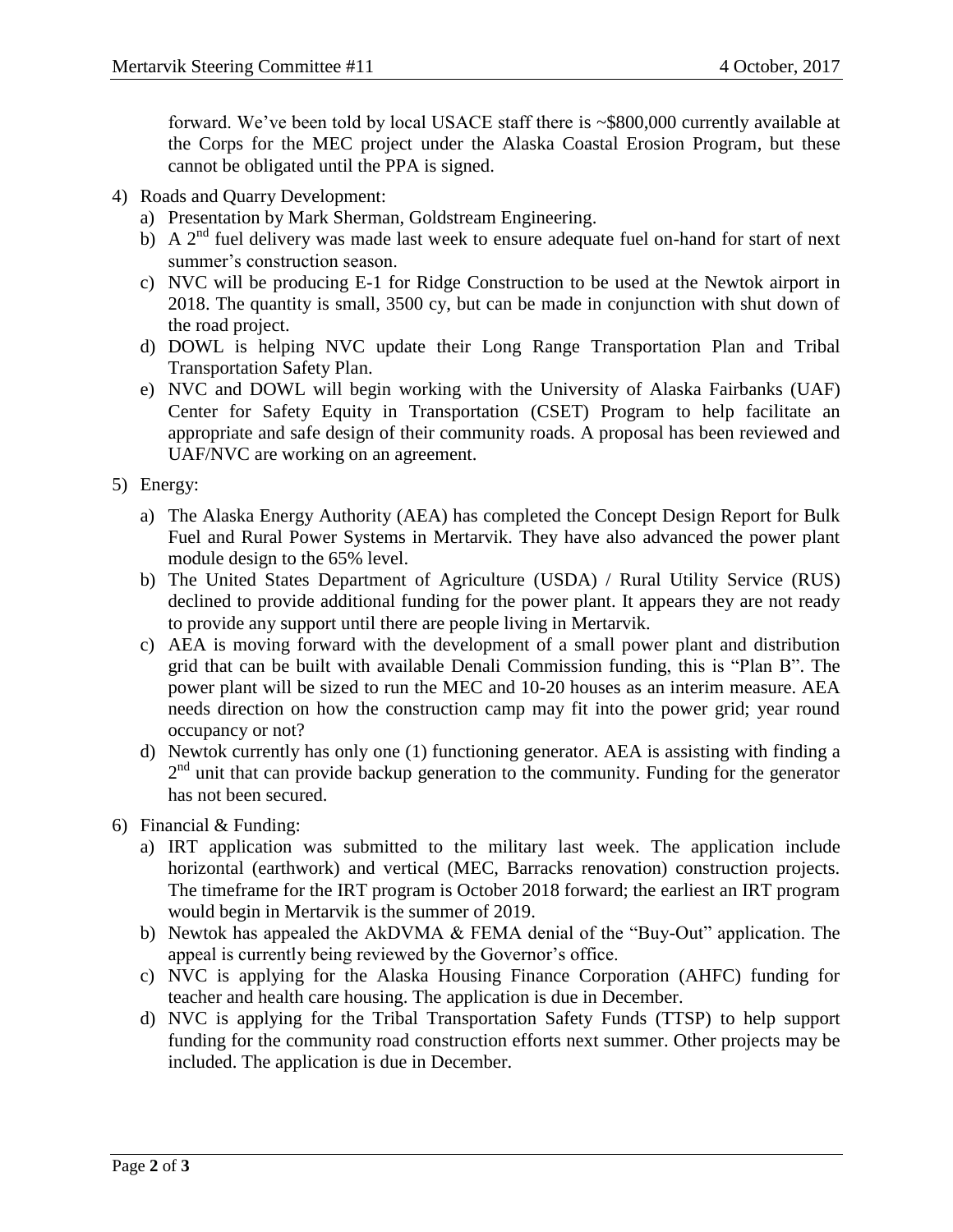forward. We've been told by local USACE staff there is ~$800,000 currently available at the Corps for the MEC project under the Alaska Coastal Erosion Program, but these cannot be obligated until the PPA is signed.

4) Roads and Quarry Development:
   a) Presentation by Mark Sherman, Goldstream Engineering.
   b) A 2nd fuel delivery was made last week to ensure adequate fuel on-hand for start of next summer's construction season.
   c) NVC will be producing E-1 for Ridge Construction to be used at the Newtok airport in 2018. The quantity is small, 3500 cy, but can be made in conjunction with shut down of the road project.
   d) DOWL is helping NVC update their Long Range Transportation Plan and Tribal Transportation Safety Plan.
   e) NVC and DOWL will begin working with the University of Alaska Fairbanks (UAF) Center for Safety Equity in Transportation (CSET) Program to help facilitate an appropriate and safe design of their community roads. A proposal has been reviewed and UAF/NVC are working on an agreement.

5) Energy:
   a) The Alaska Energy Authority (AEA) has completed the Concept Design Report for Bulk Fuel and Rural Power Systems in Mertarvik. They have also advanced the power plant module design to the 65% level.
   b) The United States Department of Agriculture (USDA) / Rural Utility Service (RUS) declined to provide additional funding for the power plant. It appears they are not ready to provide any support until there are people living in Mertarvik.
   c) AEA is moving forward with the development of a small power plant and distribution grid that can be built with available Denali Commission funding, this is "Plan B". The power plant will be sized to run the MEC and 10-20 houses as an interim measure. AEA needs direction on how the construction camp may fit into the power grid; year round occupancy or not?
   d) Newtok currently has only one (1) functioning generator. AEA is assisting with finding a 2nd unit that can provide backup generation to the community. Funding for the generator has not been secured.

6) Financial & Funding:
   a) IRT application was submitted to the military last week. The application include horizontal (earthwork) and vertical (MEC, Barracks renovation) construction projects. The timeframe for the IRT program is October 2018 forward; the earliest an IRT program would begin in Mertarvik is the summer of 2019.
   b) Newtok has appealed the AkDVMA & FEMA denial of the "Buy-Out" application. The appeal is currently being reviewed by the Governor's office.
   c) NVC is applying for the Alaska Housing Finance Corporation (AHFC) funding for teacher and health care housing. The application is due in December.
   d) NVC is applying for the Tribal Transportation Safety Funds (TTSP) to help support funding for the community road construction efforts next summer. Other projects may be included. The application is due in December.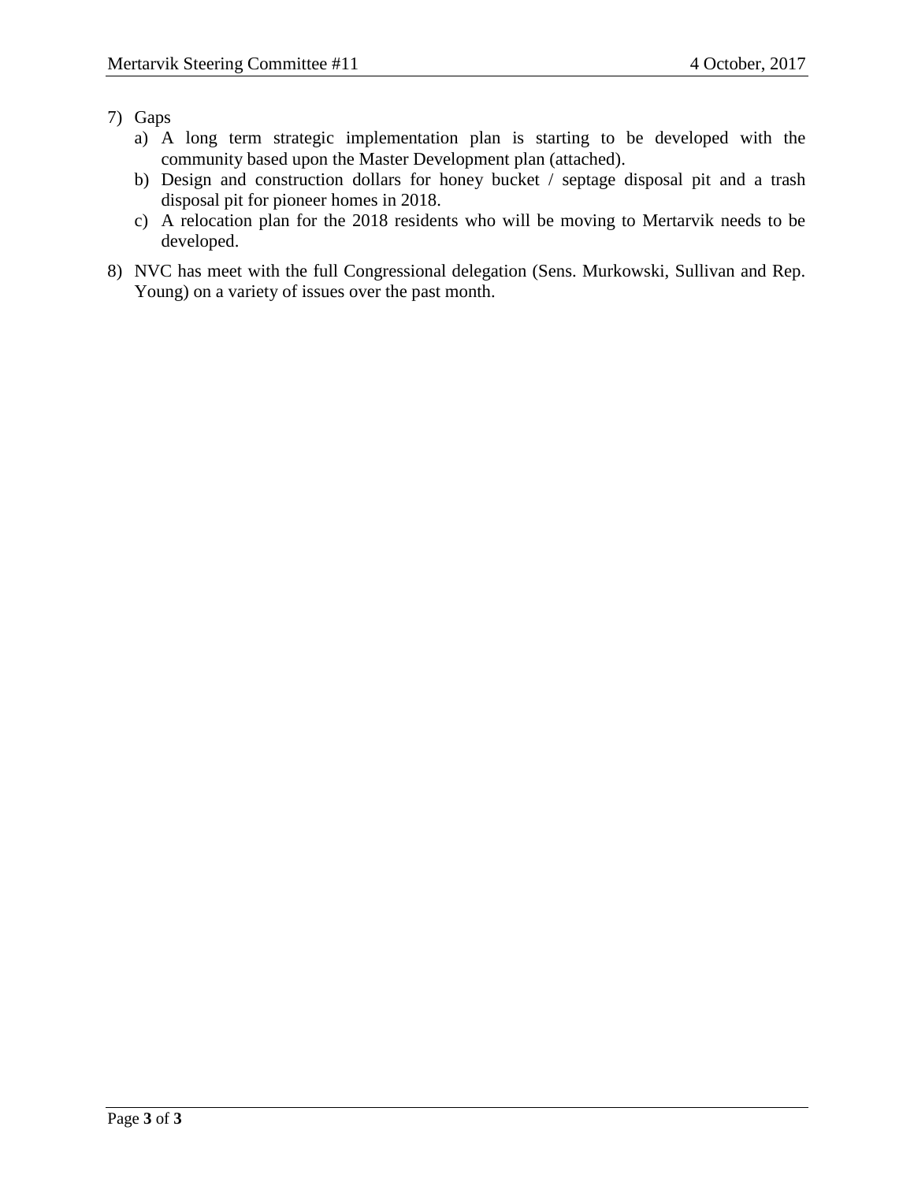7) Gaps
   a) A long term strategic implementation plan is starting to be developed with the community based upon the Master Development plan (attached).
   b) Design and construction dollars for honey bucket / septage disposal pit and a trash disposal pit for pioneer homes in 2018.
   c) A relocation plan for the 2018 residents who will be moving to Mertarvik needs to be developed.

8) NVC has meet with the full Congressional delegation (Sens. Murkowski, Sullivan and Rep. Young) on a variety of issues over the past month.